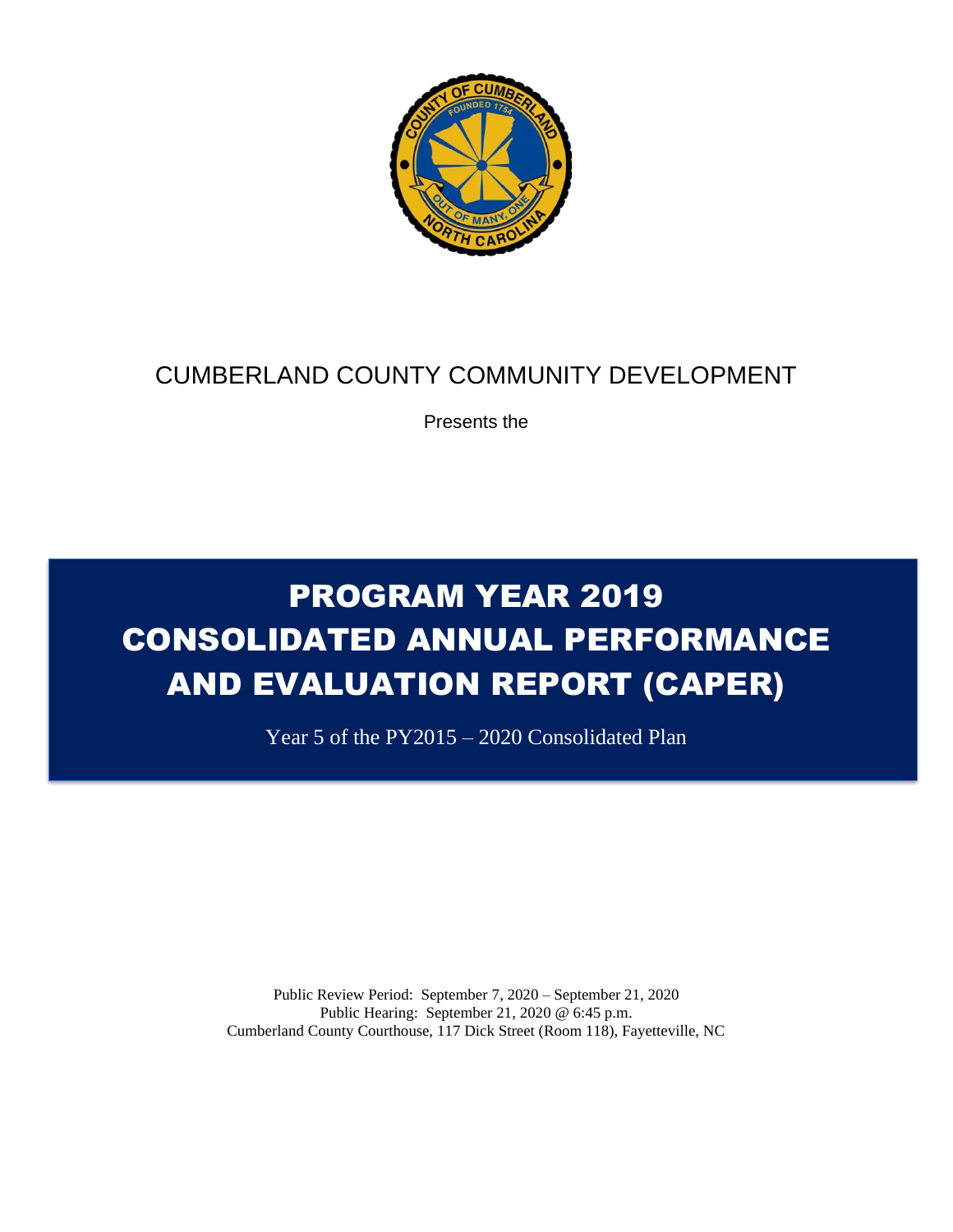CUMBERLAND COUNTY COMMUNITY DEVELOPMENT

Presents the

# PROGRAM YEAR 2019 CONSOLIDATED ANNUAL PERFORMANCE AND EVALUATION REPORT (CAPER)

Year 5 of the PY2015 – 2020 Consolidated Plan

Public Review Period: September 7, 2020 – September 21, 2020
Public Hearing: September 21, 2020 @ 6:45 p.m.
Cumberland County Courthouse, 117 Dick Street (Room 118), Fayetteville, NC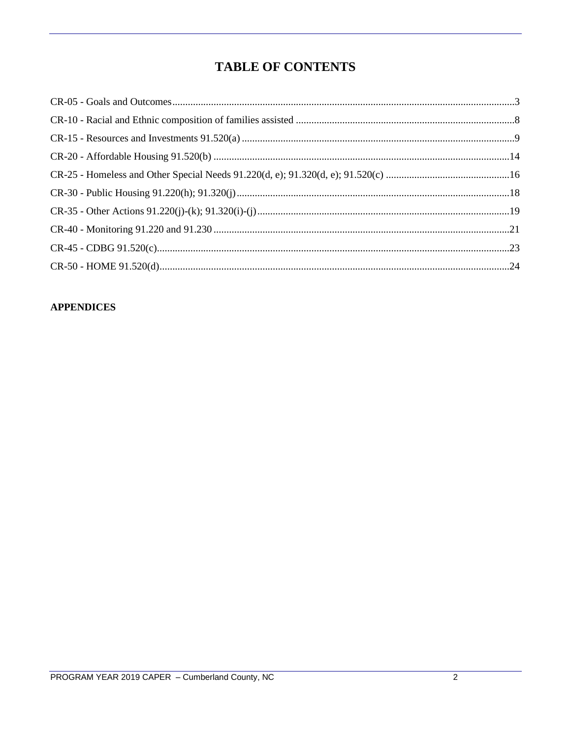# TABLE OF CONTENTS

CR-05 - Goals and Outcomes....................................................................................................................................3

CR-10 - Racial and Ethnic composition of families assisted ....................................................................................8

CR-15 - Resources and Investments 91.520(a) .........................................................................................................9

CR-20 - Affordable Housing 91.520(b) ..................................................................................................................14

CR-25 - Homeless and Other Special Needs 91.220(d, e); 91.320(d, e); 91.520(c) ................................................16

CR-30 - Public Housing 91.220(h); 91.320(j)..........................................................................................................18

CR-35 - Other Actions 91.220(j)-(k); 91.320(i)-(j)..................................................................................................19

CR-40 - Monitoring 91.220 and 91.230 ...................................................................................................................21

CR-45 - CDBG 91.520(c).........................................................................................................................................23

CR-50 - HOME 91.520(d)........................................................................................................................................24

**APPENDICES**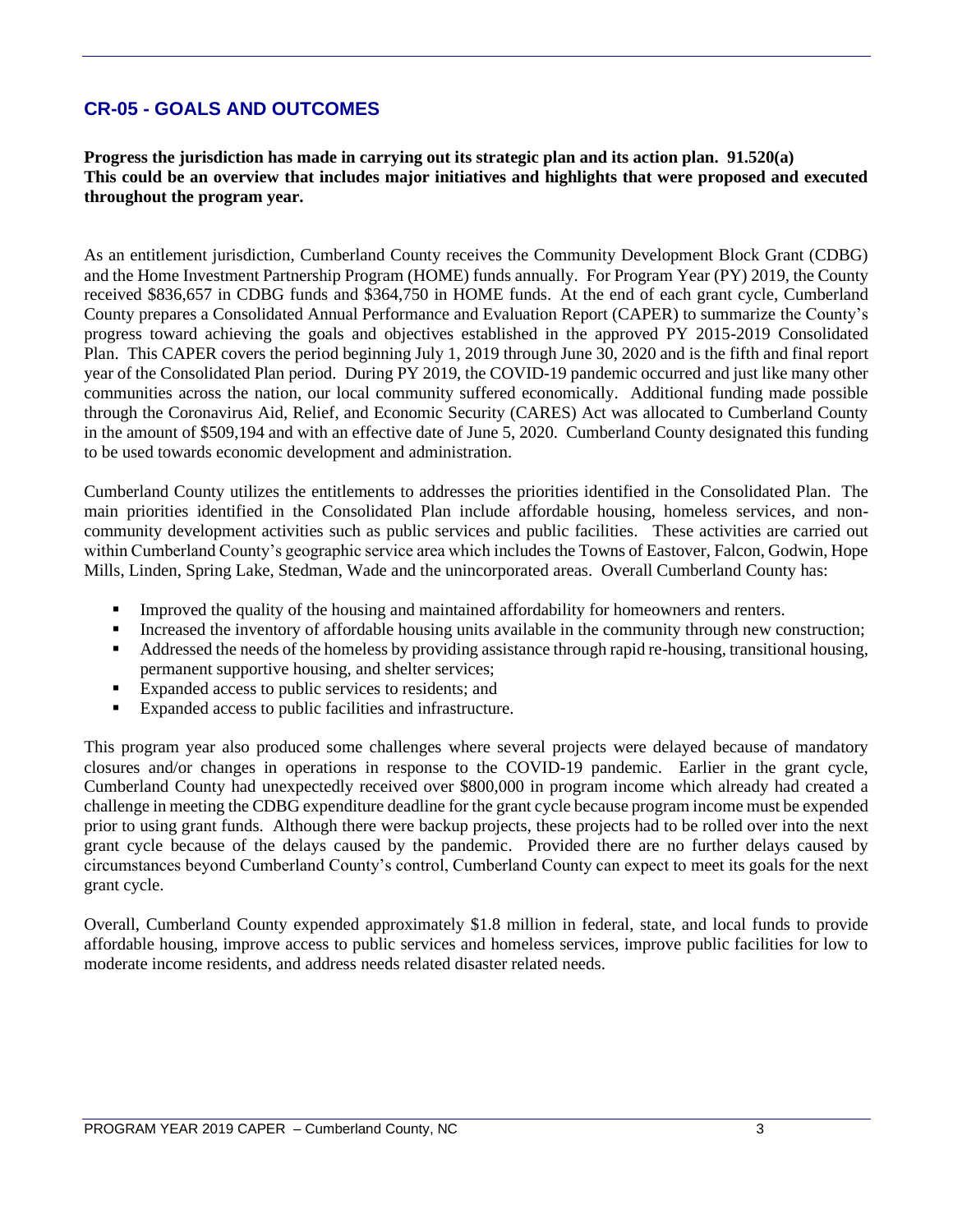## CR-05 - GOALS AND OUTCOMES

**Progress the jurisdiction has made in carrying out its strategic plan and its action plan. 91.520(a)**
**This could be an overview that includes major initiatives and highlights that were proposed and executed throughout the program year.**

As an entitlement jurisdiction, Cumberland County receives the Community Development Block Grant (CDBG) and the Home Investment Partnership Program (HOME) funds annually. For Program Year (PY) 2019, the County received $836,657 in CDBG funds and $364,750 in HOME funds. At the end of each grant cycle, Cumberland County prepares a Consolidated Annual Performance and Evaluation Report (CAPER) to summarize the County's progress toward achieving the goals and objectives established in the approved PY 2015-2019 Consolidated Plan. This CAPER covers the period beginning July 1, 2019 through June 30, 2020 and is the fifth and final report year of the Consolidated Plan period. During PY 2019, the COVID-19 pandemic occurred and just like many other communities across the nation, our local community suffered economically. Additional funding made possible through the Coronavirus Aid, Relief, and Economic Security (CARES) Act was allocated to Cumberland County in the amount of $509,194 and with an effective date of June 5, 2020. Cumberland County designated this funding to be used towards economic development and administration.

Cumberland County utilizes the entitlements to addresses the priorities identified in the Consolidated Plan. The main priorities identified in the Consolidated Plan include affordable housing, homeless services, and non-community development activities such as public services and public facilities. These activities are carried out within Cumberland County's geographic service area which includes the Towns of Eastover, Falcon, Godwin, Hope Mills, Linden, Spring Lake, Stedman, Wade and the unincorporated areas. Overall Cumberland County has:

- Improved the quality of the housing and maintained affordability for homeowners and renters.
- Increased the inventory of affordable housing units available in the community through new construction;
- Addressed the needs of the homeless by providing assistance through rapid re-housing, transitional housing, permanent supportive housing, and shelter services;
- Expanded access to public services to residents; and
- Expanded access to public facilities and infrastructure.

This program year also produced some challenges where several projects were delayed because of mandatory closures and/or changes in operations in response to the COVID-19 pandemic. Earlier in the grant cycle, Cumberland County had unexpectedly received over $800,000 in program income which already had created a challenge in meeting the CDBG expenditure deadline for the grant cycle because program income must be expended prior to using grant funds. Although there were backup projects, these projects had to be rolled over into the next grant cycle because of the delays caused by the pandemic. Provided there are no further delays caused by circumstances beyond Cumberland County's control, Cumberland County can expect to meet its goals for the next grant cycle.

Overall, Cumberland County expended approximately $1.8 million in federal, state, and local funds to provide affordable housing, improve access to public services and homeless services, improve public facilities for low to moderate income residents, and address needs related disaster related needs.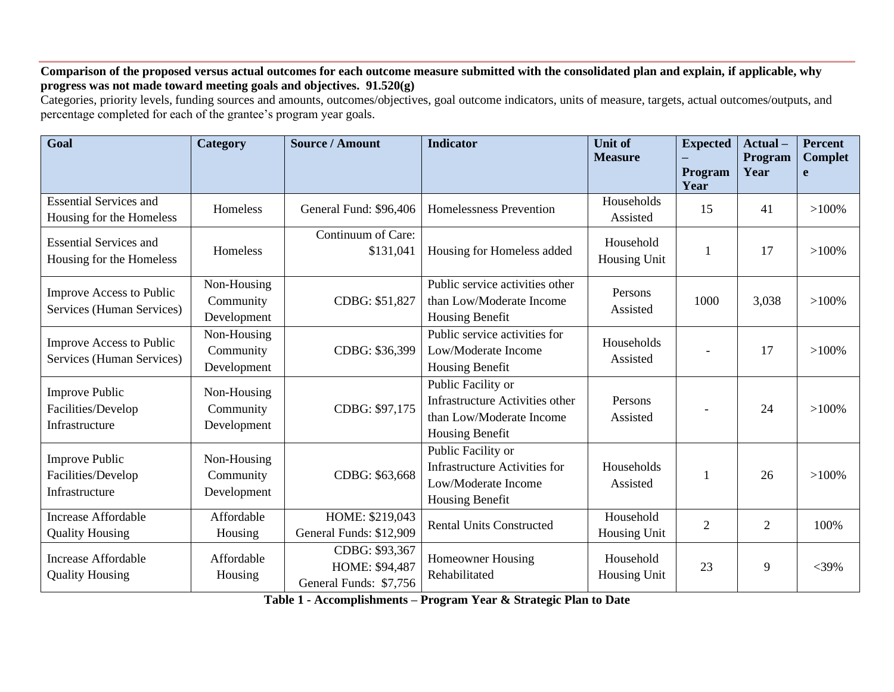**Comparison of the proposed versus actual outcomes for each outcome measure submitted with the consolidated plan and explain, if applicable, why progress was not made toward meeting goals and objectives. 91.520(g)**

Categories, priority levels, funding sources and amounts, outcomes/objectives, goal outcome indicators, units of measure, targets, actual outcomes/outputs, and percentage completed for each of the grantee's program year goals.

| Goal | Category | Source / Amount | Indicator | Unit of Measure | Expected – Program Year | Actual – Program Year | Percent Complete |
|---|---|---|---|---|---|---|---|
| Essential Services and Housing for the Homeless | Homeless | General Fund: $96,406 | Homelessness Prevention | Households Assisted | 15 | 41 | >100% |
| Essential Services and Housing for the Homeless | Homeless | Continuum of Care: $131,041 | Housing for Homeless added | Household Housing Unit | 1 | 17 | >100% |
| Improve Access to Public Services (Human Services) | Non-Housing Community Development | CDBG: $51,827 | Public service activities other than Low/Moderate Income Housing Benefit | Persons Assisted | 1000 | 3,038 | >100% |
| Improve Access to Public Services (Human Services) | Non-Housing Community Development | CDBG: $36,399 | Public service activities for Low/Moderate Income Housing Benefit | Households Assisted | - | 17 | >100% |
| Improve Public Facilities/Develop Infrastructure | Non-Housing Community Development | CDBG: $97,175 | Public Facility or Infrastructure Activities other than Low/Moderate Income Housing Benefit | Persons Assisted | - | 24 | >100% |
| Improve Public Facilities/Develop Infrastructure | Non-Housing Community Development | CDBG: $63,668 | Public Facility or Infrastructure Activities for Low/Moderate Income Housing Benefit | Households Assisted | 1 | 26 | >100% |
| Increase Affordable Quality Housing | Affordable Housing | HOME: $219,043<br>General Funds: $12,909 | Rental Units Constructed | Household Housing Unit | 2 | 2 | 100% |
| Increase Affordable Quality Housing | Affordable Housing | CDBG: $93,367<br>HOME: $94,487<br>General Funds: $7,756 | Homeowner Housing Rehabilitated | Household Housing Unit | 23 | 9 | <39% |

**Table 1 - Accomplishments – Program Year & Strategic Plan to Date**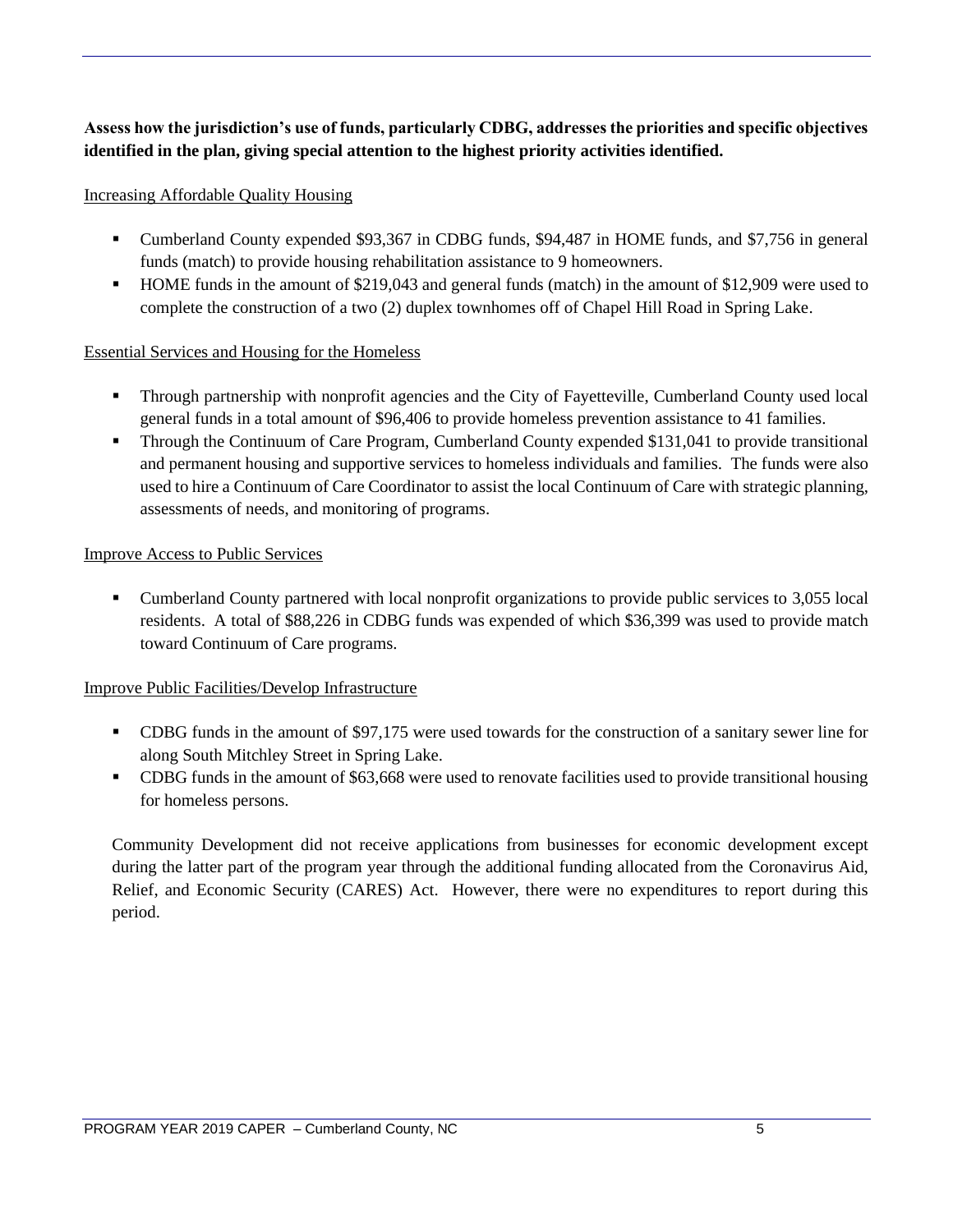**Assess how the jurisdiction's use of funds, particularly CDBG, addresses the priorities and specific objectives identified in the plan, giving special attention to the highest priority activities identified.**

Increasing Affordable Quality Housing

- Cumberland County expended $93,367 in CDBG funds, $94,487 in HOME funds, and $7,756 in general funds (match) to provide housing rehabilitation assistance to 9 homeowners.
- HOME funds in the amount of $219,043 and general funds (match) in the amount of $12,909 were used to complete the construction of a two (2) duplex townhomes off of Chapel Hill Road in Spring Lake.

Essential Services and Housing for the Homeless

- Through partnership with nonprofit agencies and the City of Fayetteville, Cumberland County used local general funds in a total amount of $96,406 to provide homeless prevention assistance to 41 families.
- Through the Continuum of Care Program, Cumberland County expended $131,041 to provide transitional and permanent housing and supportive services to homeless individuals and families. The funds were also used to hire a Continuum of Care Coordinator to assist the local Continuum of Care with strategic planning, assessments of needs, and monitoring of programs.

Improve Access to Public Services

- Cumberland County partnered with local nonprofit organizations to provide public services to 3,055 local residents. A total of $88,226 in CDBG funds was expended of which $36,399 was used to provide match toward Continuum of Care programs.

Improve Public Facilities/Develop Infrastructure

- CDBG funds in the amount of $97,175 were used towards for the construction of a sanitary sewer line for along South Mitchley Street in Spring Lake.
- CDBG funds in the amount of $63,668 were used to renovate facilities used to provide transitional housing for homeless persons.

Community Development did not receive applications from businesses for economic development except during the latter part of the program year through the additional funding allocated from the Coronavirus Aid, Relief, and Economic Security (CARES) Act. However, there were no expenditures to report during this period.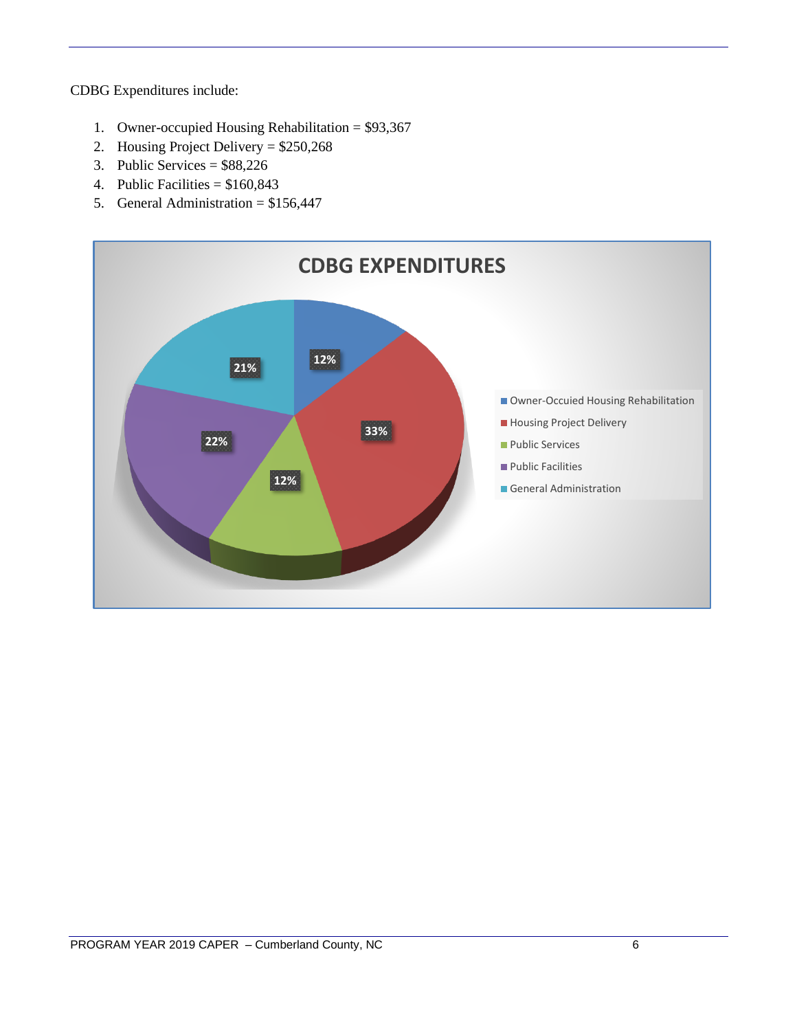CDBG Expenditures include:

1. Owner-occupied Housing Rehabilitation = $93,367
2. Housing Project Delivery = $250,268
3. Public Services = $88,226
4. Public Facilities = $160,843
5. General Administration = $156,447

**CDBG EXPENDITURES**

| Category | Percentage |
| --- | --- |
| Owner-Occuied Housing Rehabilitation | 12% |
| Housing Project Delivery | 33% |
| Public Services | 12% |
| Public Facilities | 22% |
| General Administration | 21% |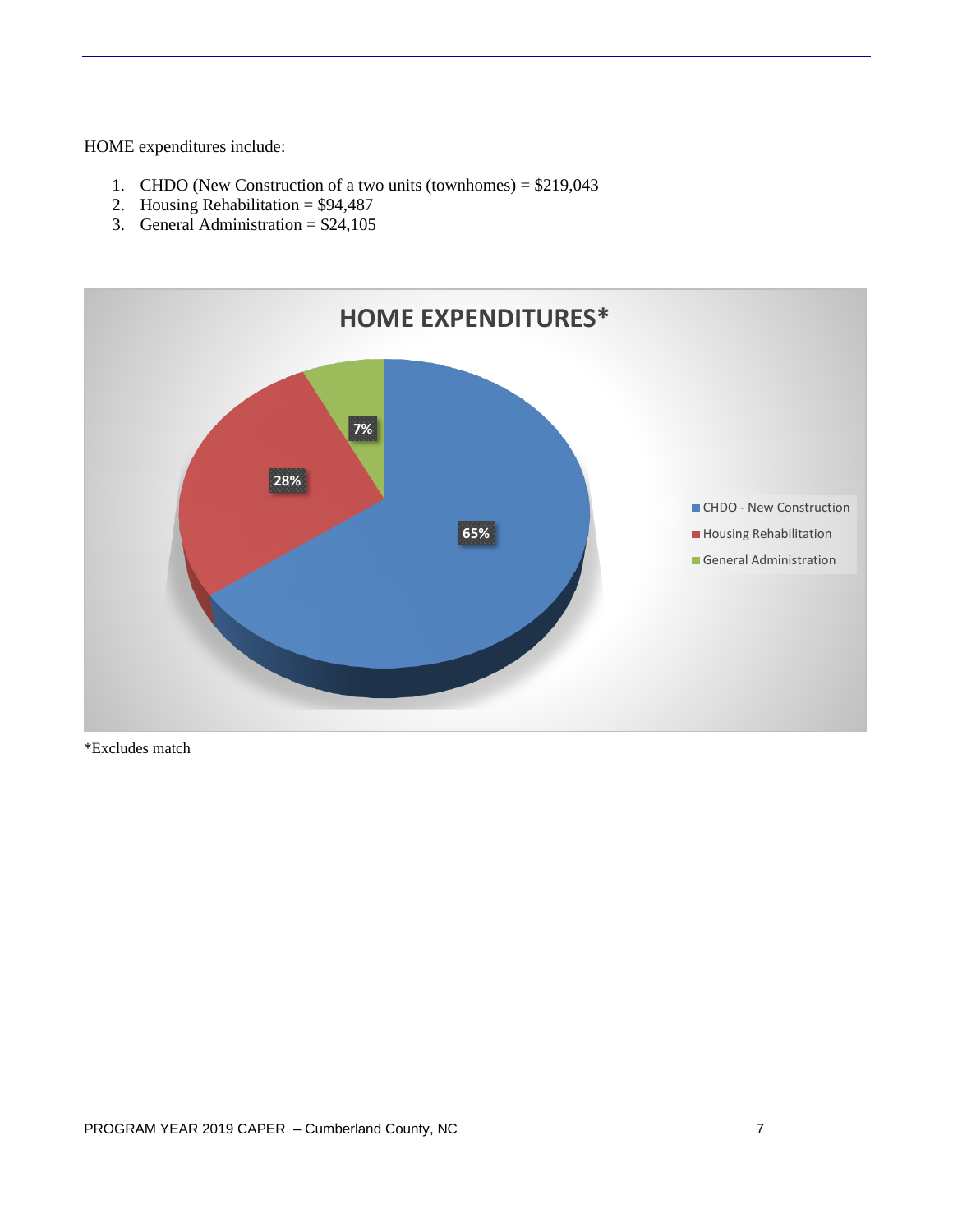HOME expenditures include:

1. CHDO (New Construction of a two units (townhomes) = $219,043
2. Housing Rehabilitation = $94,487
3. General Administration = $24,105

**HOME EXPENDITURES***

- CHDO - New Construction: 65%
- Housing Rehabilitation: 28%
- General Administration: 7%

*Excludes match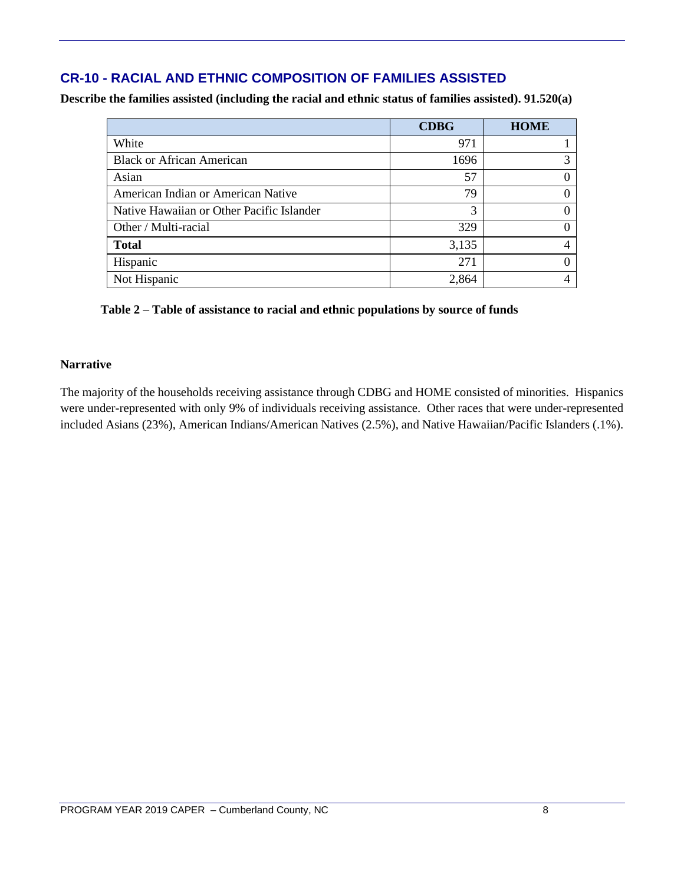## CR-10 - RACIAL AND ETHNIC COMPOSITION OF FAMILIES ASSISTED

**Describe the families assisted (including the racial and ethnic status of families assisted). 91.520(a)**

| | CDBG | HOME |
|---|---|---|
| White | 971 | 1 |
| Black or African American | 1696 | 3 |
| Asian | 57 | 0 |
| American Indian or American Native | 79 | 0 |
| Native Hawaiian or Other Pacific Islander | 3 | 0 |
| Other / Multi-racial | 329 | 0 |
| **Total** | 3,135 | 4 |
| Hispanic | 271 | 0 |
| Not Hispanic | 2,864 | 4 |

**Table 2 – Table of assistance to racial and ethnic populations by source of funds**

**Narrative**

The majority of the households receiving assistance through CDBG and HOME consisted of minorities. Hispanics were under-represented with only 9% of individuals receiving assistance. Other races that were under-represented included Asians (23%), American Indians/American Natives (2.5%), and Native Hawaiian/Pacific Islanders (.1%).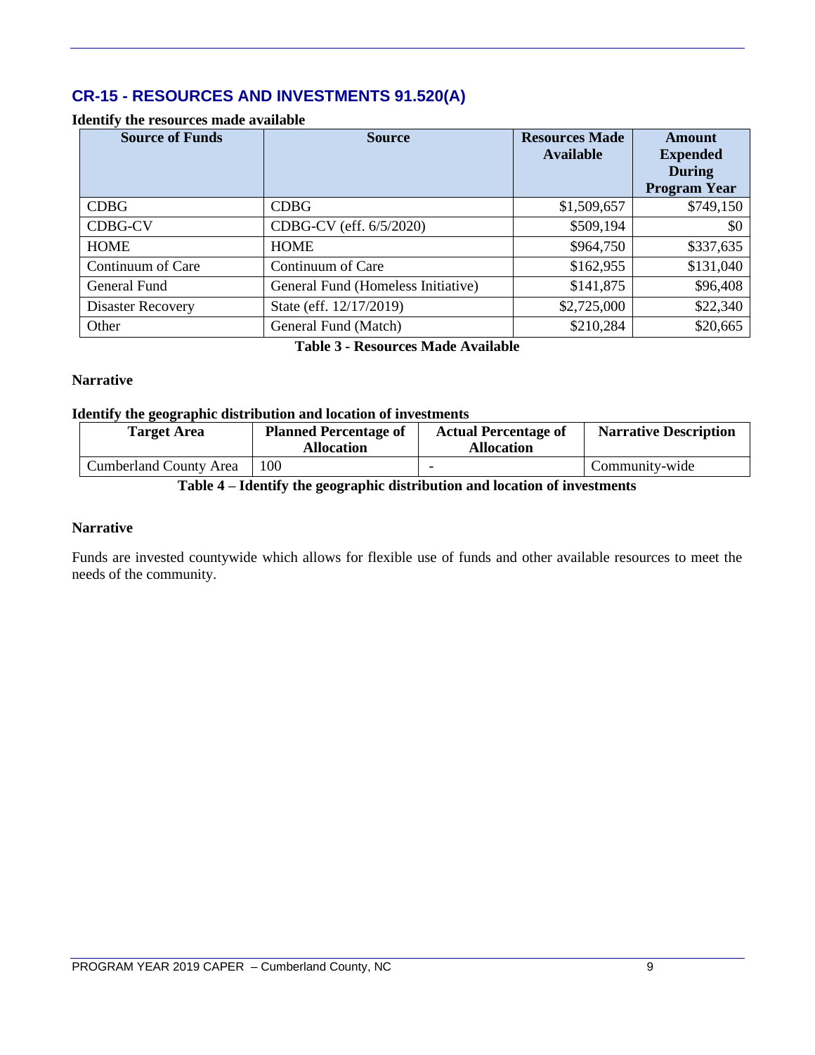## CR-15 - RESOURCES AND INVESTMENTS 91.520(A)

**Identify the resources made available**

| Source of Funds | Source | Resources Made Available | Amount Expended During Program Year |
|---|---|---|---|
| CDBG | CDBG | $1,509,657 | $749,150 |
| CDBG-CV | CDBG-CV (eff. 6/5/2020) | $509,194 | $0 |
| HOME | HOME | $964,750 | $337,635 |
| Continuum of Care | Continuum of Care | $162,955 | $131,040 |
| General Fund | General Fund (Homeless Initiative) | $141,875 | $96,408 |
| Disaster Recovery | State (eff. 12/17/2019) | $2,725,000 | $22,340 |
| Other | General Fund (Match) | $210,284 | $20,665 |

**Table 3 - Resources Made Available**

**Narrative**

**Identify the geographic distribution and location of investments**

| Target Area | Planned Percentage of Allocation | Actual Percentage of Allocation | Narrative Description |
|---|---|---|---|
| Cumberland County Area | 100 | - | Community-wide |

**Table 4 – Identify the geographic distribution and location of investments**

**Narrative**

Funds are invested countywide which allows for flexible use of funds and other available resources to meet the needs of the community.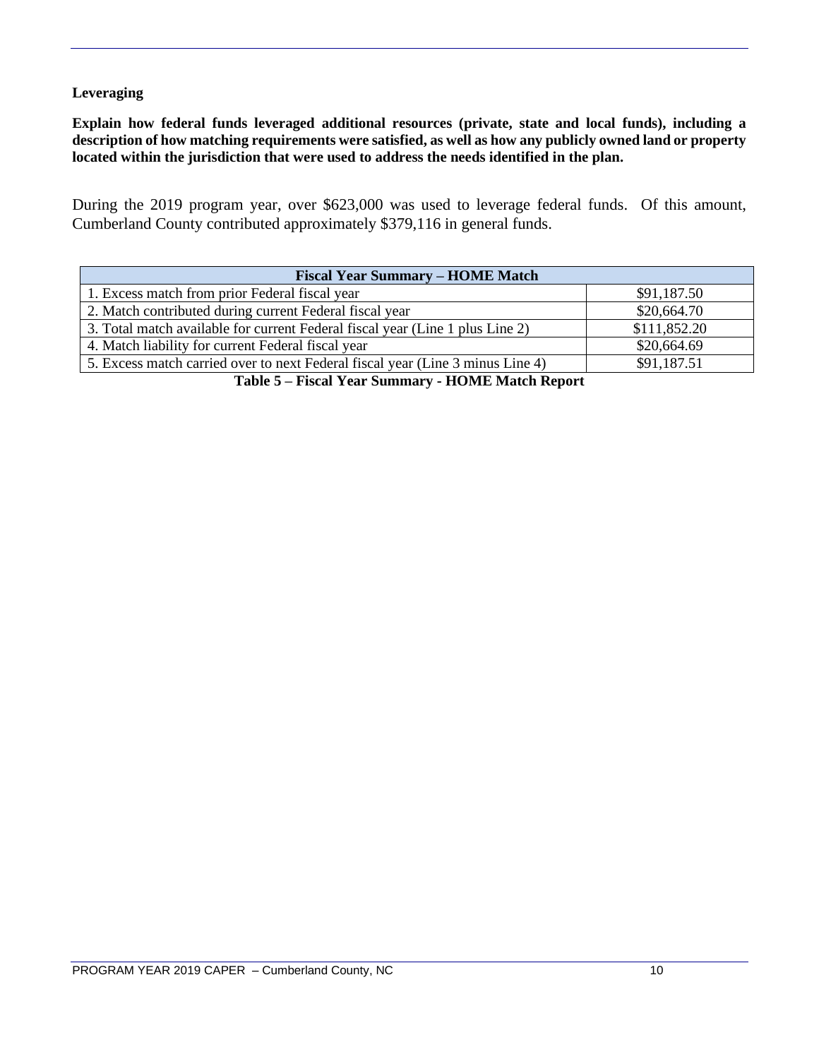**Leveraging**

**Explain how federal funds leveraged additional resources (private, state and local funds), including a description of how matching requirements were satisfied, as well as how any publicly owned land or property located within the jurisdiction that were used to address the needs identified in the plan.**

During the 2019 program year, over $623,000 was used to leverage federal funds. Of this amount, Cumberland County contributed approximately $379,116 in general funds.

| Fiscal Year Summary – HOME Match | |
|---|---|
| 1. Excess match from prior Federal fiscal year | $91,187.50 |
| 2. Match contributed during current Federal fiscal year | $20,664.70 |
| 3. Total match available for current Federal fiscal year (Line 1 plus Line 2) | $111,852.20 |
| 4. Match liability for current Federal fiscal year | $20,664.69 |
| 5. Excess match carried over to next Federal fiscal year (Line 3 minus Line 4) | $91,187.51 |

**Table 5 – Fiscal Year Summary - HOME Match Report**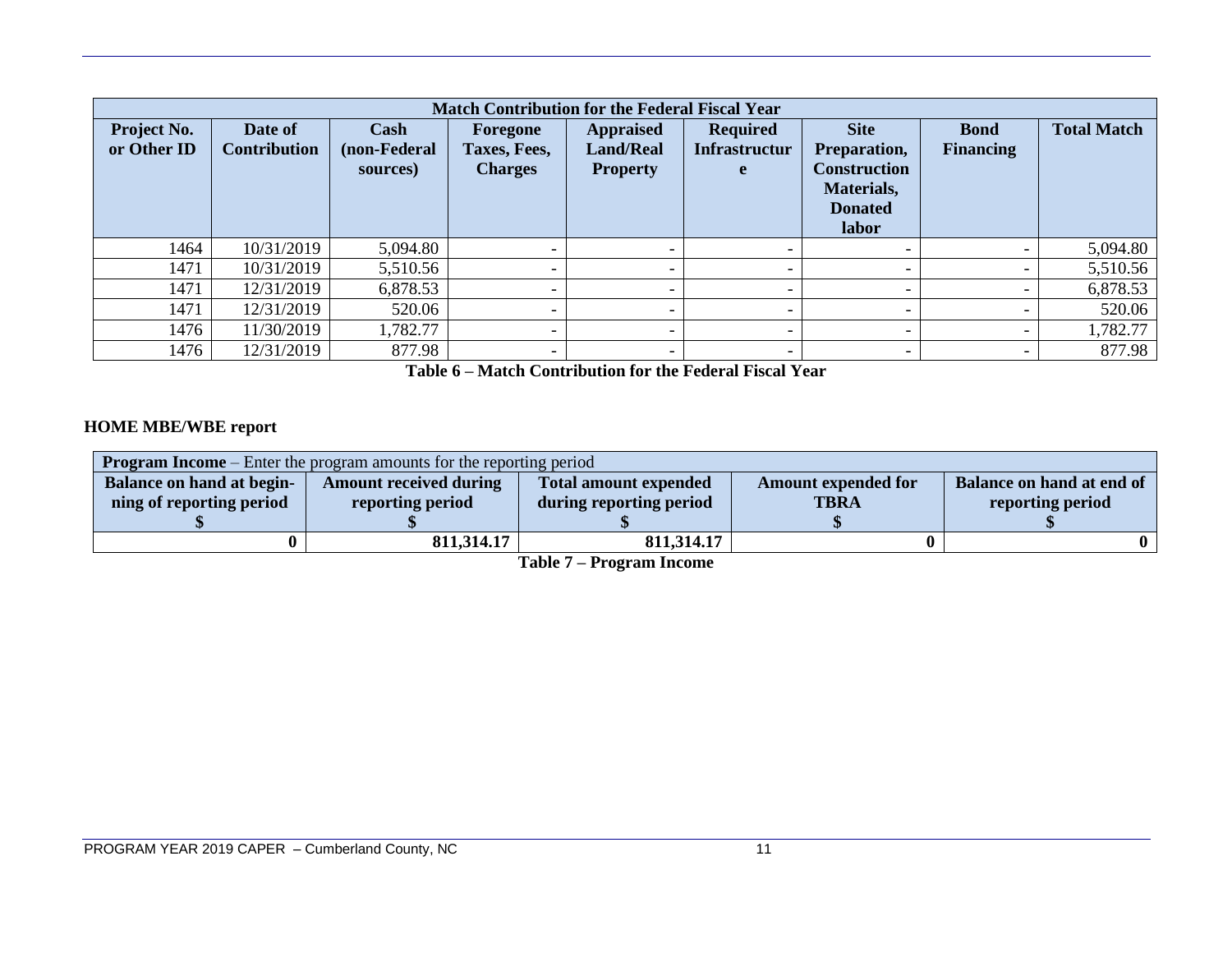| Match Contribution for the Federal Fiscal Year | | | | | | | | |
|---|---|---|---|---|---|---|---|---|
| Project No. or Other ID | Date of Contribution | Cash (non-Federal sources) | Foregone Taxes, Fees, Charges | Appraised Land/Real Property | Required Infrastructure | Site Preparation, Construction Materials, Donated labor | Bond Financing | Total Match |
| 1464 | 10/31/2019 | 5,094.80 | - | - | - | - | - | 5,094.80 |
| 1471 | 10/31/2019 | 5,510.56 | - | - | - | - | - | 5,510.56 |
| 1471 | 12/31/2019 | 6,878.53 | - | - | - | - | - | 6,878.53 |
| 1471 | 12/31/2019 | 520.06 | - | - | - | - | - | 520.06 |
| 1476 | 11/30/2019 | 1,782.77 | - | - | - | - | - | 1,782.77 |
| 1476 | 12/31/2019 | 877.98 | - | - | - | - | - | 877.98 |

**Table 6 – Match Contribution for the Federal Fiscal Year**

## HOME MBE/WBE report

| **Program Income** – Enter the program amounts for the reporting period | | | | |
|---|---|---|---|---|
| Balance on hand at beginning of reporting period $ | Amount received during reporting period $ | Total amount expended during reporting period $ | Amount expended for TBRA $ | Balance on hand at end of reporting period $ |
| 0 | 811,314.17 | 811,314.17 | 0 | 0 |

**Table 7 – Program Income**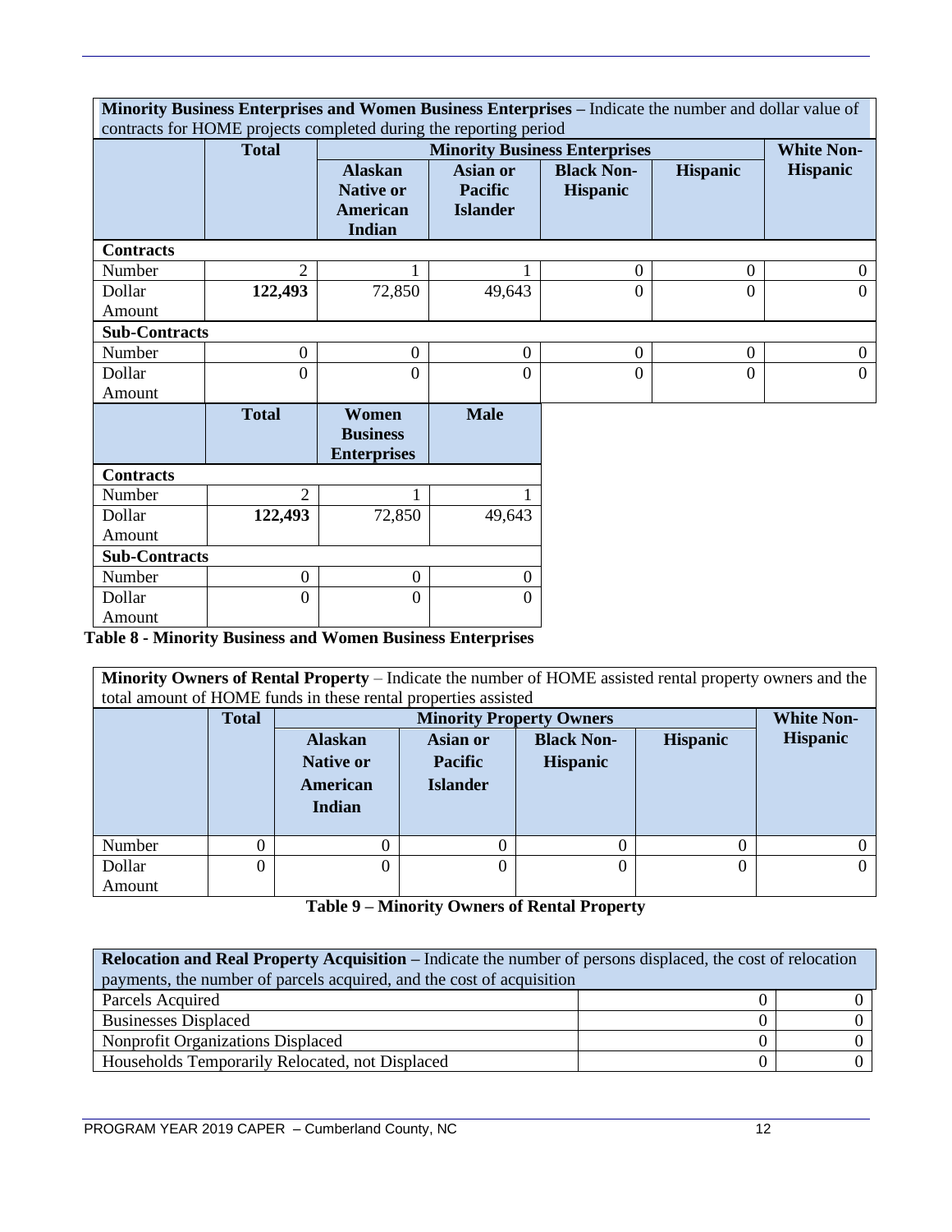| **Minority Business Enterprises and Women Business Enterprises** – Indicate the number and dollar value of contracts for HOME projects completed during the reporting period | | | | | | |
|---|---|---|---|---|---|---|
| | **Total** | **Minority Business Enterprises** | | | | **White Non-Hispanic** |
| | | **Alaskan Native or American Indian** | **Asian or Pacific Islander** | **Black Non-Hispanic** | **Hispanic** | |
| **Contracts** | | | | | | |
| Number | 2 | 1 | 1 | 0 | 0 | 0 |
| Dollar Amount | **122,493** | 72,850 | 49,643 | 0 | 0 | 0 |
| **Sub-Contracts** | | | | | | |
| Number | 0 | 0 | 0 | 0 | 0 | 0 |
| Dollar Amount | 0 | 0 | 0 | 0 | 0 | 0 |

| | **Total** | **Women Business Enterprises** | **Male** |
|---|---|---|---|
| **Contracts** | | | |
| Number | 2 | 1 | 1 |
| Dollar Amount | **122,493** | 72,850 | 49,643 |
| **Sub-Contracts** | | | |
| Number | 0 | 0 | 0 |
| Dollar Amount | 0 | 0 | 0 |

**Table 8 - Minority Business and Women Business Enterprises**

| **Minority Owners of Rental Property** – Indicate the number of HOME assisted rental property owners and the total amount of HOME funds in these rental properties assisted | | | | | | |
|---|---|---|---|---|---|---|
| | **Total** | **Minority Property Owners** | | | | **White Non-Hispanic** |
| | | **Alaskan Native or American Indian** | **Asian or Pacific Islander** | **Black Non-Hispanic** | **Hispanic** | |
| Number | 0 | 0 | 0 | 0 | 0 | 0 |
| Dollar Amount | 0 | 0 | 0 | 0 | 0 | 0 |

**Table 9 – Minority Owners of Rental Property**

| **Relocation and Real Property Acquisition** – Indicate the number of persons displaced, the cost of relocation payments, the number of parcels acquired, and the cost of acquisition | | |
|---|---|---|
| Parcels Acquired | 0 | 0 |
| Businesses Displaced | 0 | 0 |
| Nonprofit Organizations Displaced | 0 | 0 |
| Households Temporarily Relocated, not Displaced | 0 | 0 |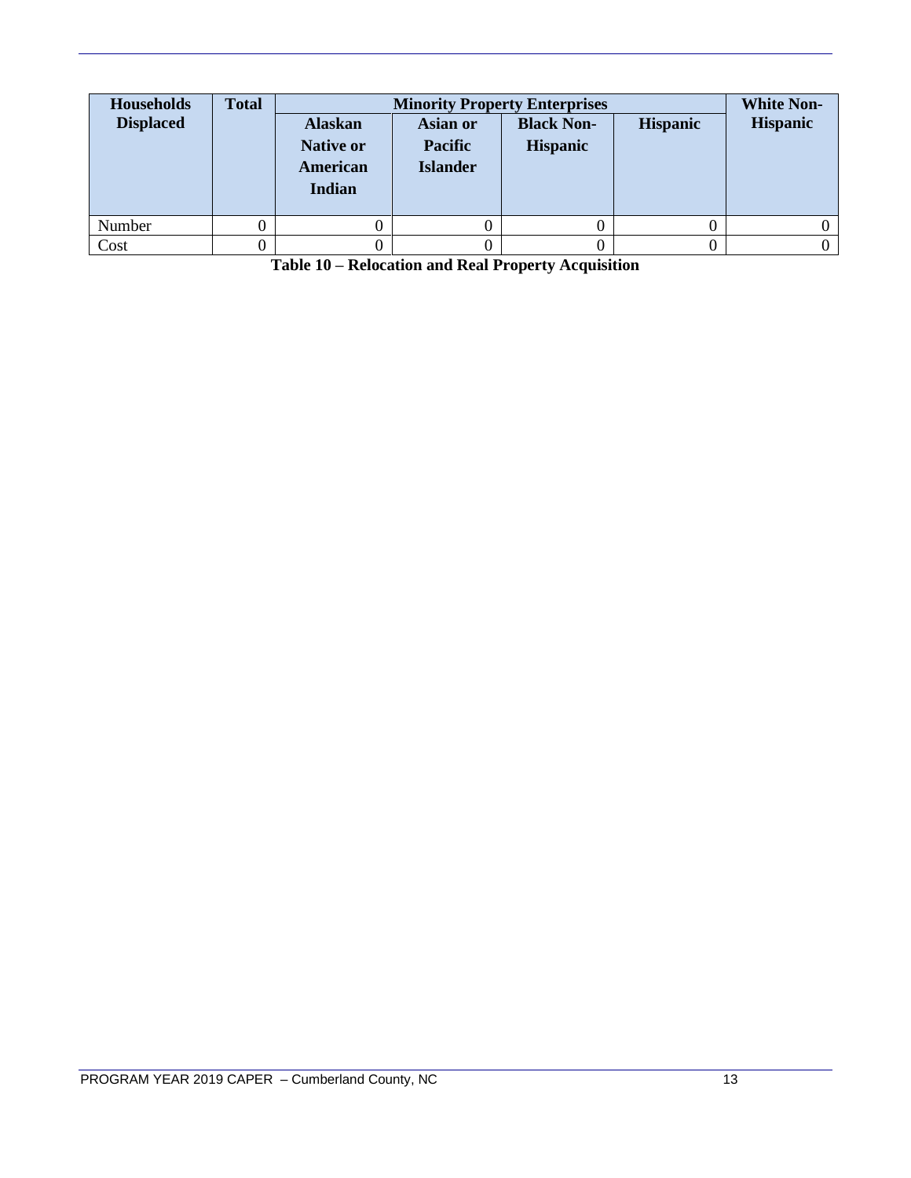| Households Displaced | Total | Minority Property Enterprises | | | | White Non-Hispanic |
|---|---|---|---|---|---|---|
| | | Alaskan Native or American Indian | Asian or Pacific Islander | Black Non-Hispanic | Hispanic | |
| Number | 0 | 0 | 0 | 0 | 0 | 0 |
| Cost | 0 | 0 | 0 | 0 | 0 | 0 |

**Table 10 – Relocation and Real Property Acquisition**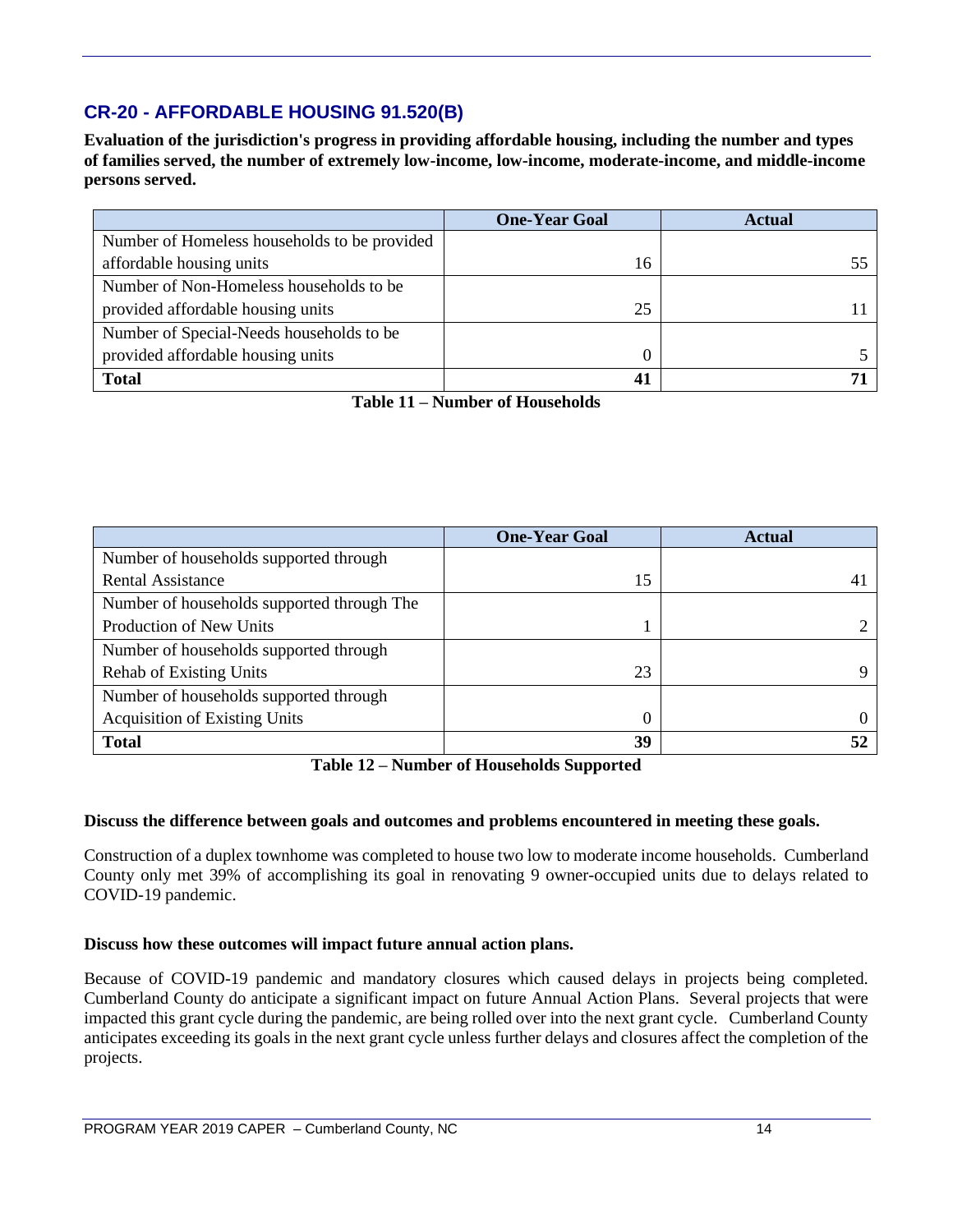## CR-20 - AFFORDABLE HOUSING 91.520(B)

**Evaluation of the jurisdiction's progress in providing affordable housing, including the number and types of families served, the number of extremely low-income, low-income, moderate-income, and middle-income persons served.**

| | One-Year Goal | Actual |
|---|---|---|
| Number of Homeless households to be provided affordable housing units | 16 | 55 |
| Number of Non-Homeless households to be provided affordable housing units | 25 | 11 |
| Number of Special-Needs households to be provided affordable housing units | 0 | 5 |
| **Total** | **41** | **71** |

**Table 11 – Number of Households**

| | One-Year Goal | Actual |
|---|---|---|
| Number of households supported through Rental Assistance | 15 | 41 |
| Number of households supported through The Production of New Units | 1 | 2 |
| Number of households supported through Rehab of Existing Units | 23 | 9 |
| Number of households supported through Acquisition of Existing Units | 0 | 0 |
| **Total** | **39** | **52** |

**Table 12 – Number of Households Supported**

**Discuss the difference between goals and outcomes and problems encountered in meeting these goals.**

Construction of a duplex townhome was completed to house two low to moderate income households. Cumberland County only met 39% of accomplishing its goal in renovating 9 owner-occupied units due to delays related to COVID-19 pandemic.

**Discuss how these outcomes will impact future annual action plans.**

Because of COVID-19 pandemic and mandatory closures which caused delays in projects being completed. Cumberland County do anticipate a significant impact on future Annual Action Plans. Several projects that were impacted this grant cycle during the pandemic, are being rolled over into the next grant cycle. Cumberland County anticipates exceeding its goals in the next grant cycle unless further delays and closures affect the completion of the projects.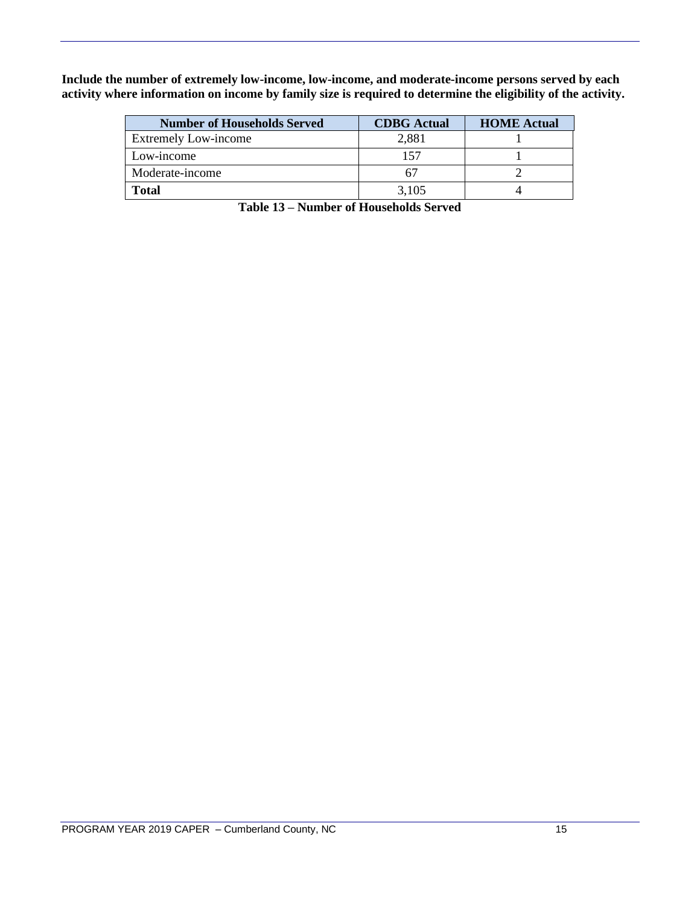**Include the number of extremely low-income, low-income, and moderate-income persons served by each activity where information on income by family size is required to determine the eligibility of the activity.**

| Number of Households Served | CDBG Actual | HOME Actual |
|---|---|---|
| Extremely Low-income | 2,881 | 1 |
| Low-income | 157 | 1 |
| Moderate-income | 67 | 2 |
| **Total** | 3,105 | 4 |

**Table 13 – Number of Households Served**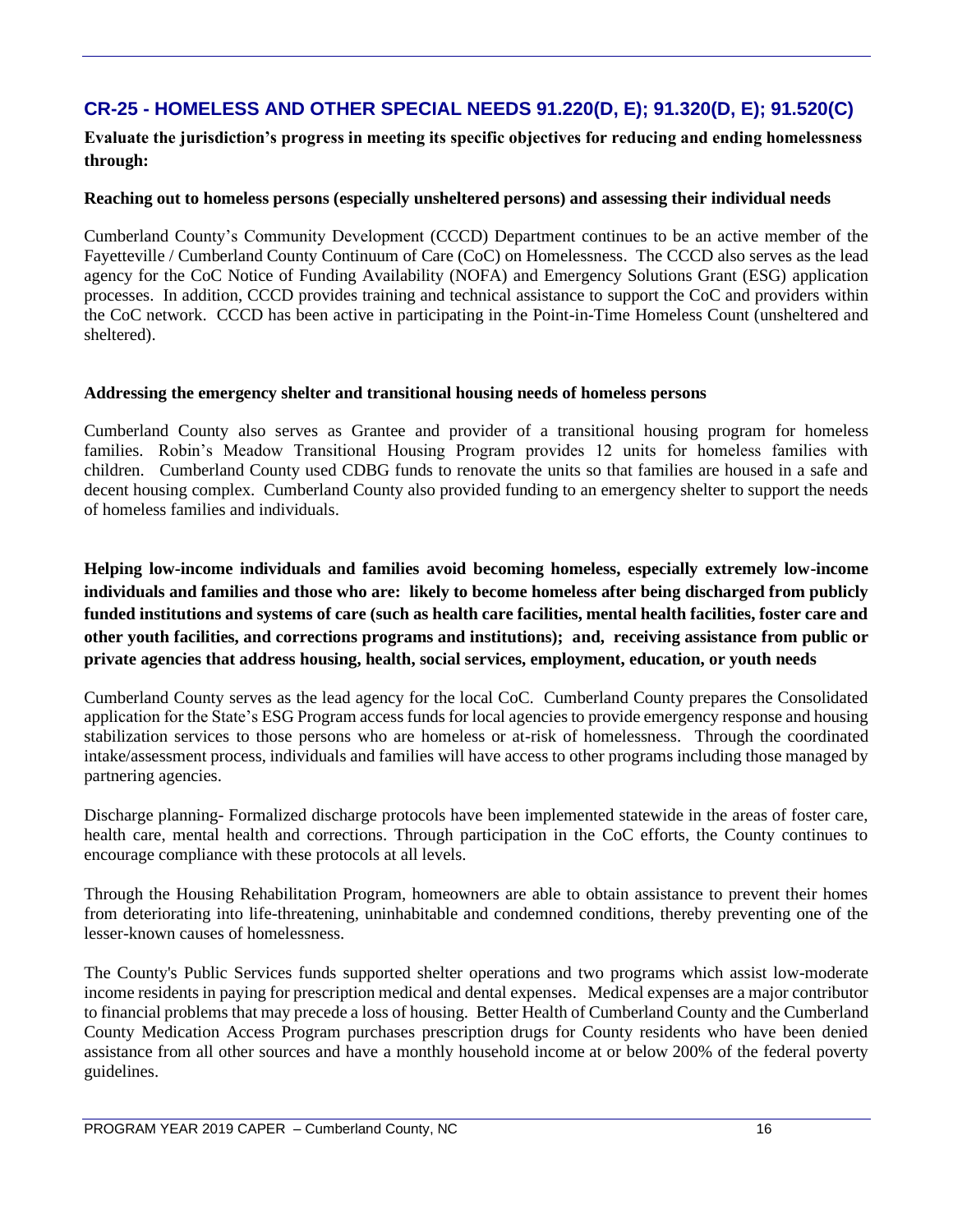## CR-25 - HOMELESS AND OTHER SPECIAL NEEDS 91.220(D, E); 91.320(D, E); 91.520(C)

**Evaluate the jurisdiction's progress in meeting its specific objectives for reducing and ending homelessness through:**

**Reaching out to homeless persons (especially unsheltered persons) and assessing their individual needs**

Cumberland County's Community Development (CCCD) Department continues to be an active member of the Fayetteville / Cumberland County Continuum of Care (CoC) on Homelessness. The CCCD also serves as the lead agency for the CoC Notice of Funding Availability (NOFA) and Emergency Solutions Grant (ESG) application processes. In addition, CCCD provides training and technical assistance to support the CoC and providers within the CoC network. CCCD has been active in participating in the Point-in-Time Homeless Count (unsheltered and sheltered).

**Addressing the emergency shelter and transitional housing needs of homeless persons**

Cumberland County also serves as Grantee and provider of a transitional housing program for homeless families. Robin's Meadow Transitional Housing Program provides 12 units for homeless families with children. Cumberland County used CDBG funds to renovate the units so that families are housed in a safe and decent housing complex. Cumberland County also provided funding to an emergency shelter to support the needs of homeless families and individuals.

**Helping low-income individuals and families avoid becoming homeless, especially extremely low-income individuals and families and those who are: likely to become homeless after being discharged from publicly funded institutions and systems of care (such as health care facilities, mental health facilities, foster care and other youth facilities, and corrections programs and institutions); and, receiving assistance from public or private agencies that address housing, health, social services, employment, education, or youth needs**

Cumberland County serves as the lead agency for the local CoC. Cumberland County prepares the Consolidated application for the State's ESG Program access funds for local agencies to provide emergency response and housing stabilization services to those persons who are homeless or at-risk of homelessness. Through the coordinated intake/assessment process, individuals and families will have access to other programs including those managed by partnering agencies.

Discharge planning- Formalized discharge protocols have been implemented statewide in the areas of foster care, health care, mental health and corrections. Through participation in the CoC efforts, the County continues to encourage compliance with these protocols at all levels.

Through the Housing Rehabilitation Program, homeowners are able to obtain assistance to prevent their homes from deteriorating into life-threatening, uninhabitable and condemned conditions, thereby preventing one of the lesser-known causes of homelessness.

The County's Public Services funds supported shelter operations and two programs which assist low-moderate income residents in paying for prescription medical and dental expenses. Medical expenses are a major contributor to financial problems that may precede a loss of housing. Better Health of Cumberland County and the Cumberland County Medication Access Program purchases prescription drugs for County residents who have been denied assistance from all other sources and have a monthly household income at or below 200% of the federal poverty guidelines.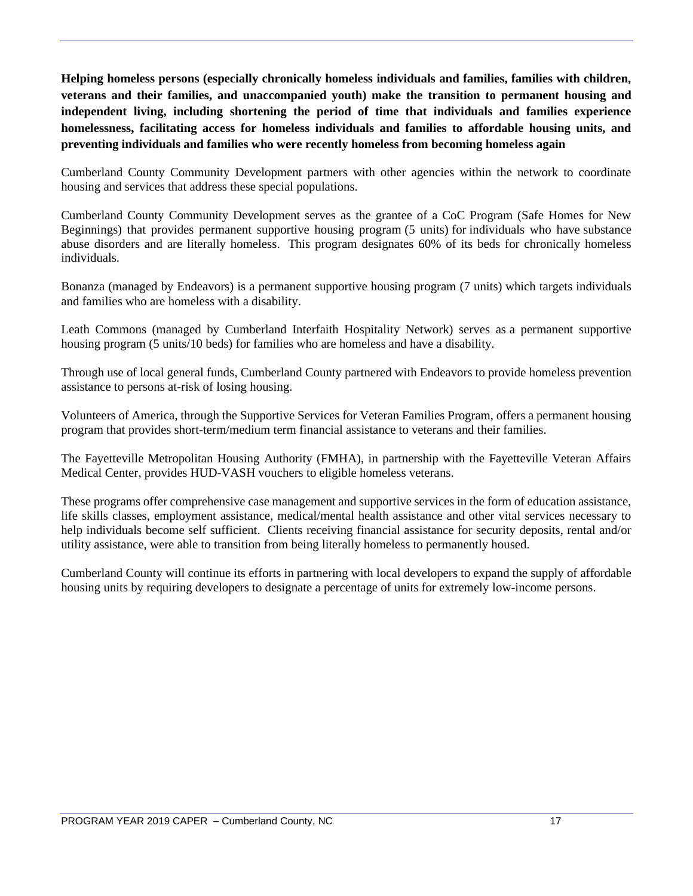**Helping homeless persons (especially chronically homeless individuals and families, families with children, veterans and their families, and unaccompanied youth) make the transition to permanent housing and independent living, including shortening the period of time that individuals and families experience homelessness, facilitating access for homeless individuals and families to affordable housing units, and preventing individuals and families who were recently homeless from becoming homeless again**

Cumberland County Community Development partners with other agencies within the network to coordinate housing and services that address these special populations.

Cumberland County Community Development serves as the grantee of a CoC Program (Safe Homes for New Beginnings) that provides permanent supportive housing program (5 units) for individuals who have substance abuse disorders and are literally homeless. This program designates 60% of its beds for chronically homeless individuals.

Bonanza (managed by Endeavors) is a permanent supportive housing program (7 units) which targets individuals and families who are homeless with a disability.

Leath Commons (managed by Cumberland Interfaith Hospitality Network) serves as a permanent supportive housing program (5 units/10 beds) for families who are homeless and have a disability.

Through use of local general funds, Cumberland County partnered with Endeavors to provide homeless prevention assistance to persons at-risk of losing housing.

Volunteers of America, through the Supportive Services for Veteran Families Program, offers a permanent housing program that provides short-term/medium term financial assistance to veterans and their families.

The Fayetteville Metropolitan Housing Authority (FMHA), in partnership with the Fayetteville Veteran Affairs Medical Center, provides HUD-VASH vouchers to eligible homeless veterans.

These programs offer comprehensive case management and supportive services in the form of education assistance, life skills classes, employment assistance, medical/mental health assistance and other vital services necessary to help individuals become self sufficient. Clients receiving financial assistance for security deposits, rental and/or utility assistance, were able to transition from being literally homeless to permanently housed.

Cumberland County will continue its efforts in partnering with local developers to expand the supply of affordable housing units by requiring developers to designate a percentage of units for extremely low-income persons.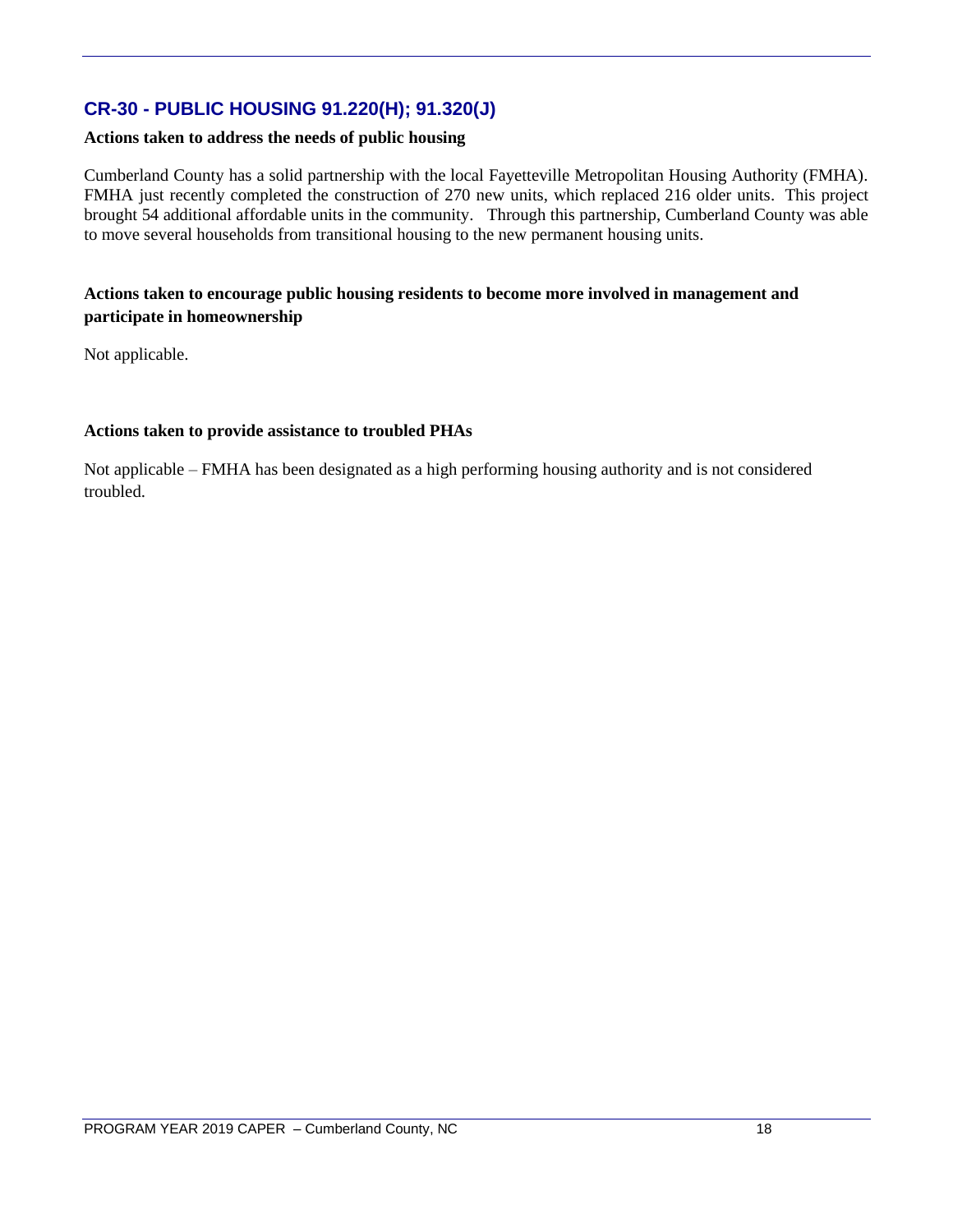## CR-30 - PUBLIC HOUSING 91.220(H); 91.320(J)

**Actions taken to address the needs of public housing**

Cumberland County has a solid partnership with the local Fayetteville Metropolitan Housing Authority (FMHA). FMHA just recently completed the construction of 270 new units, which replaced 216 older units. This project brought 54 additional affordable units in the community. Through this partnership, Cumberland County was able to move several households from transitional housing to the new permanent housing units.

**Actions taken to encourage public housing residents to become more involved in management and participate in homeownership**

Not applicable.

**Actions taken to provide assistance to troubled PHAs**

Not applicable – FMHA has been designated as a high performing housing authority and is not considered troubled.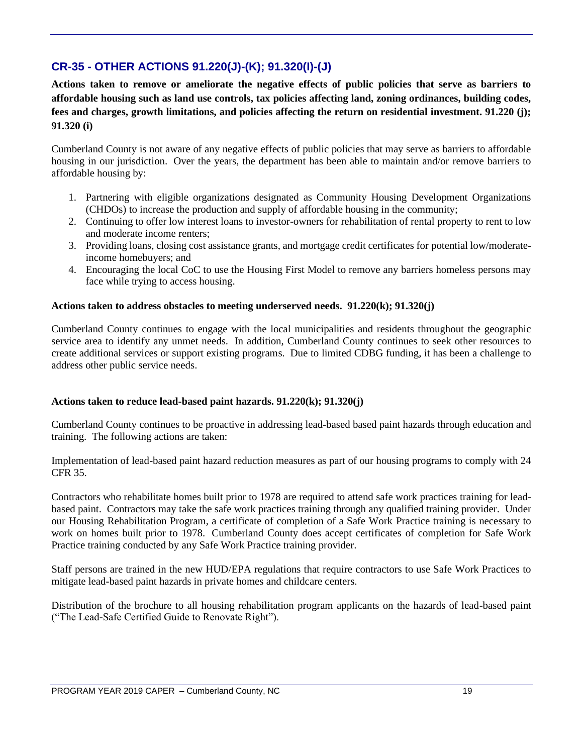## CR-35 - OTHER ACTIONS 91.220(J)-(K); 91.320(I)-(J)

**Actions taken to remove or ameliorate the negative effects of public policies that serve as barriers to affordable housing such as land use controls, tax policies affecting land, zoning ordinances, building codes, fees and charges, growth limitations, and policies affecting the return on residential investment. 91.220 (j); 91.320 (i)**

Cumberland County is not aware of any negative effects of public policies that may serve as barriers to affordable housing in our jurisdiction. Over the years, the department has been able to maintain and/or remove barriers to affordable housing by:

1. Partnering with eligible organizations designated as Community Housing Development Organizations (CHDOs) to increase the production and supply of affordable housing in the community;
2. Continuing to offer low interest loans to investor-owners for rehabilitation of rental property to rent to low and moderate income renters;
3. Providing loans, closing cost assistance grants, and mortgage credit certificates for potential low/moderate-income homebuyers; and
4. Encouraging the local CoC to use the Housing First Model to remove any barriers homeless persons may face while trying to access housing.

**Actions taken to address obstacles to meeting underserved needs. 91.220(k); 91.320(j)**

Cumberland County continues to engage with the local municipalities and residents throughout the geographic service area to identify any unmet needs. In addition, Cumberland County continues to seek other resources to create additional services or support existing programs. Due to limited CDBG funding, it has been a challenge to address other public service needs.

**Actions taken to reduce lead-based paint hazards. 91.220(k); 91.320(j)**

Cumberland County continues to be proactive in addressing lead-based based paint hazards through education and training. The following actions are taken:

Implementation of lead-based paint hazard reduction measures as part of our housing programs to comply with 24 CFR 35.

Contractors who rehabilitate homes built prior to 1978 are required to attend safe work practices training for lead-based paint. Contractors may take the safe work practices training through any qualified training provider. Under our Housing Rehabilitation Program, a certificate of completion of a Safe Work Practice training is necessary to work on homes built prior to 1978. Cumberland County does accept certificates of completion for Safe Work Practice training conducted by any Safe Work Practice training provider.

Staff persons are trained in the new HUD/EPA regulations that require contractors to use Safe Work Practices to mitigate lead-based paint hazards in private homes and childcare centers.

Distribution of the brochure to all housing rehabilitation program applicants on the hazards of lead-based paint ("The Lead-Safe Certified Guide to Renovate Right").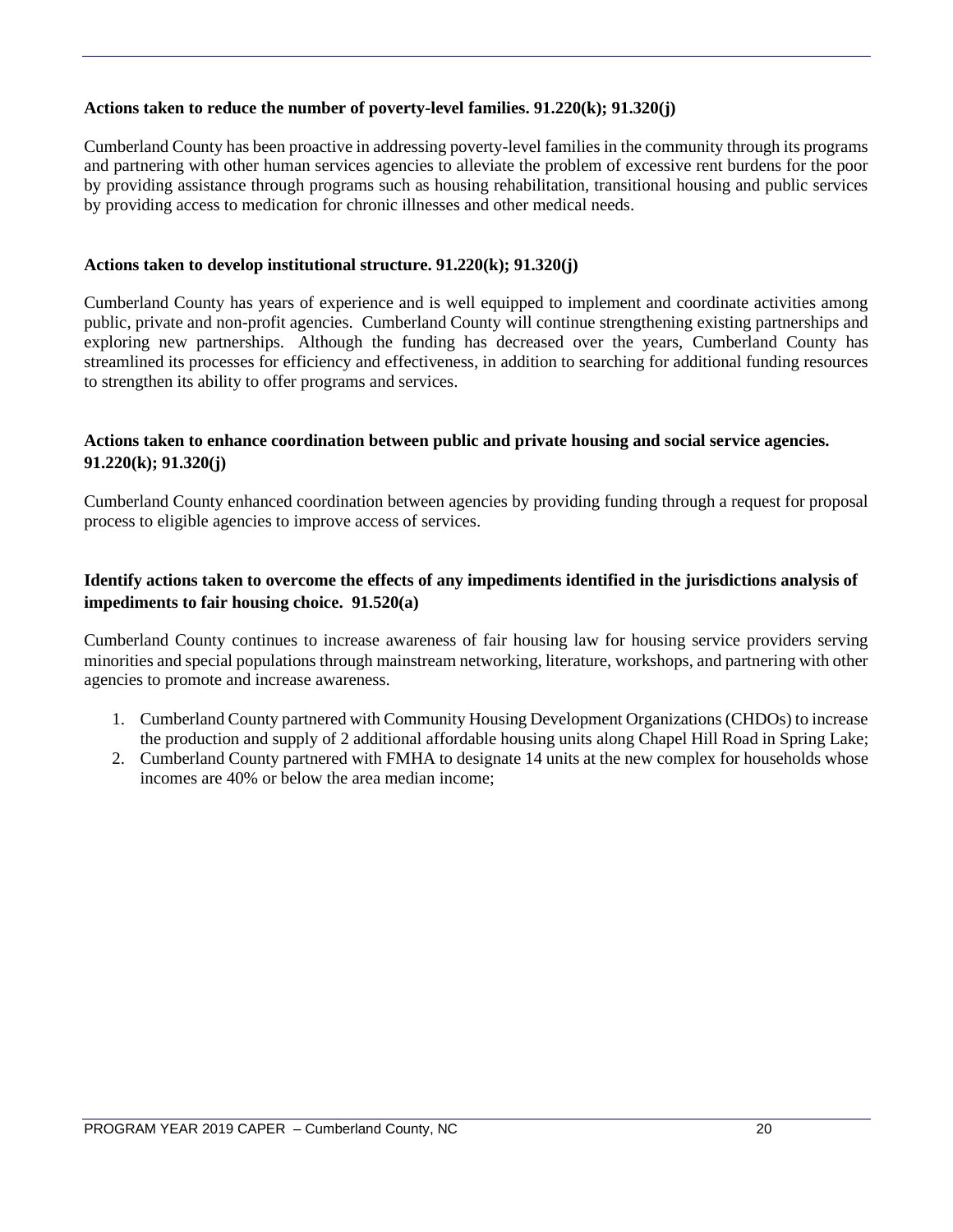**Actions taken to reduce the number of poverty-level families. 91.220(k); 91.320(j)**

Cumberland County has been proactive in addressing poverty-level families in the community through its programs and partnering with other human services agencies to alleviate the problem of excessive rent burdens for the poor by providing assistance through programs such as housing rehabilitation, transitional housing and public services by providing access to medication for chronic illnesses and other medical needs.

**Actions taken to develop institutional structure. 91.220(k); 91.320(j)**

Cumberland County has years of experience and is well equipped to implement and coordinate activities among public, private and non-profit agencies. Cumberland County will continue strengthening existing partnerships and exploring new partnerships. Although the funding has decreased over the years, Cumberland County has streamlined its processes for efficiency and effectiveness, in addition to searching for additional funding resources to strengthen its ability to offer programs and services.

**Actions taken to enhance coordination between public and private housing and social service agencies. 91.220(k); 91.320(j)**

Cumberland County enhanced coordination between agencies by providing funding through a request for proposal process to eligible agencies to improve access of services.

**Identify actions taken to overcome the effects of any impediments identified in the jurisdictions analysis of impediments to fair housing choice. 91.520(a)**

Cumberland County continues to increase awareness of fair housing law for housing service providers serving minorities and special populations through mainstream networking, literature, workshops, and partnering with other agencies to promote and increase awareness.

1. Cumberland County partnered with Community Housing Development Organizations (CHDOs) to increase the production and supply of 2 additional affordable housing units along Chapel Hill Road in Spring Lake;
2. Cumberland County partnered with FMHA to designate 14 units at the new complex for households whose incomes are 40% or below the area median income;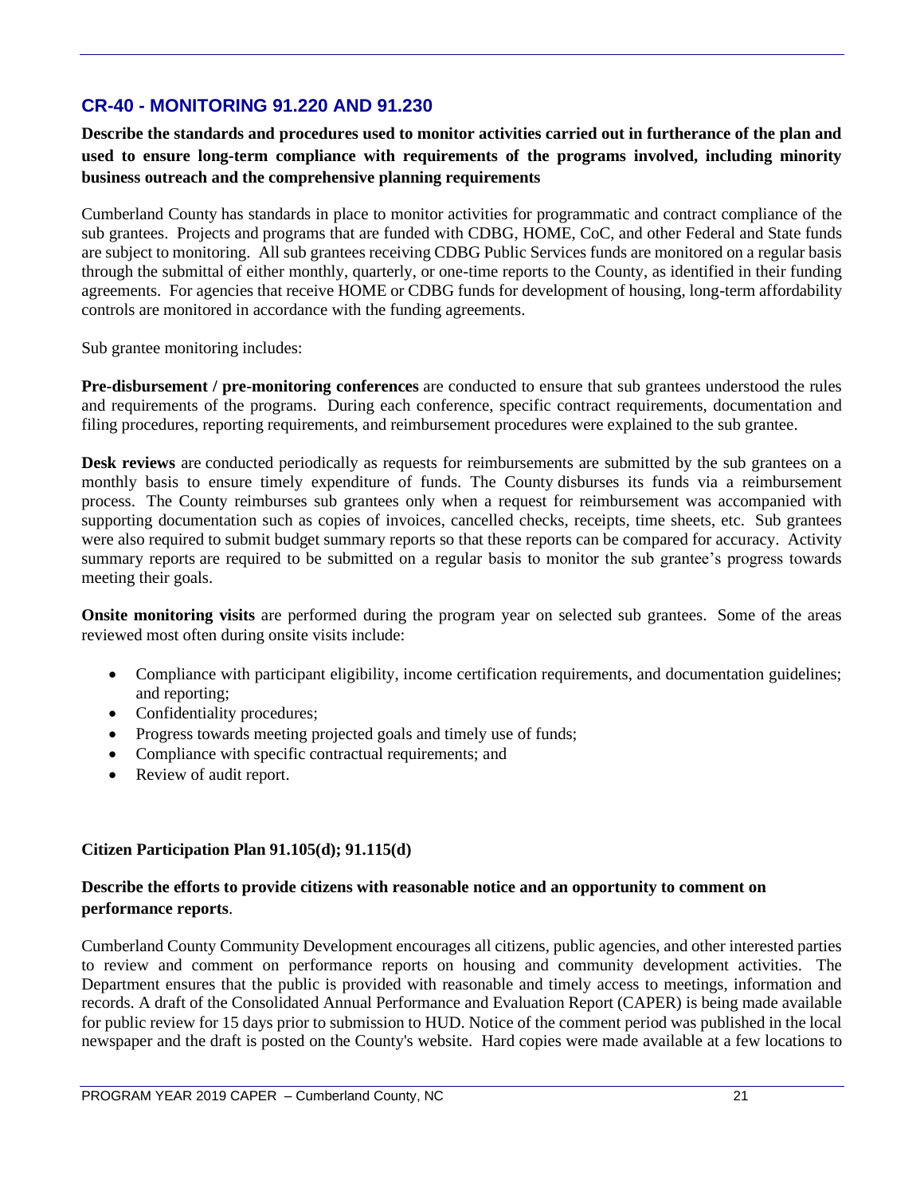## CR-40 - MONITORING 91.220 AND 91.230

**Describe the standards and procedures used to monitor activities carried out in furtherance of the plan and used to ensure long-term compliance with requirements of the programs involved, including minority business outreach and the comprehensive planning requirements**

Cumberland County has standards in place to monitor activities for programmatic and contract compliance of the sub grantees. Projects and programs that are funded with CDBG, HOME, CoC, and other Federal and State funds are subject to monitoring. All sub grantees receiving CDBG Public Services funds are monitored on a regular basis through the submittal of either monthly, quarterly, or one-time reports to the County, as identified in their funding agreements. For agencies that receive HOME or CDBG funds for development of housing, long-term affordability controls are monitored in accordance with the funding agreements.

Sub grantee monitoring includes:

**Pre-disbursement / pre-monitoring conferences** are conducted to ensure that sub grantees understood the rules and requirements of the programs. During each conference, specific contract requirements, documentation and filing procedures, reporting requirements, and reimbursement procedures were explained to the sub grantee.

**Desk reviews** are conducted periodically as requests for reimbursements are submitted by the sub grantees on a monthly basis to ensure timely expenditure of funds. The County disburses its funds via a reimbursement process. The County reimburses sub grantees only when a request for reimbursement was accompanied with supporting documentation such as copies of invoices, cancelled checks, receipts, time sheets, etc. Sub grantees were also required to submit budget summary reports so that these reports can be compared for accuracy. Activity summary reports are required to be submitted on a regular basis to monitor the sub grantee's progress towards meeting their goals.

**Onsite monitoring visits** are performed during the program year on selected sub grantees. Some of the areas reviewed most often during onsite visits include:

- Compliance with participant eligibility, income certification requirements, and documentation guidelines; and reporting;
- Confidentiality procedures;
- Progress towards meeting projected goals and timely use of funds;
- Compliance with specific contractual requirements; and
- Review of audit report.

**Citizen Participation Plan 91.105(d); 91.115(d)**

**Describe the efforts to provide citizens with reasonable notice and an opportunity to comment on performance reports**.

Cumberland County Community Development encourages all citizens, public agencies, and other interested parties to review and comment on performance reports on housing and community development activities. The Department ensures that the public is provided with reasonable and timely access to meetings, information and records. A draft of the Consolidated Annual Performance and Evaluation Report (CAPER) is being made available for public review for 15 days prior to submission to HUD. Notice of the comment period was published in the local newspaper and the draft is posted on the County's website. Hard copies were made available at a few locations to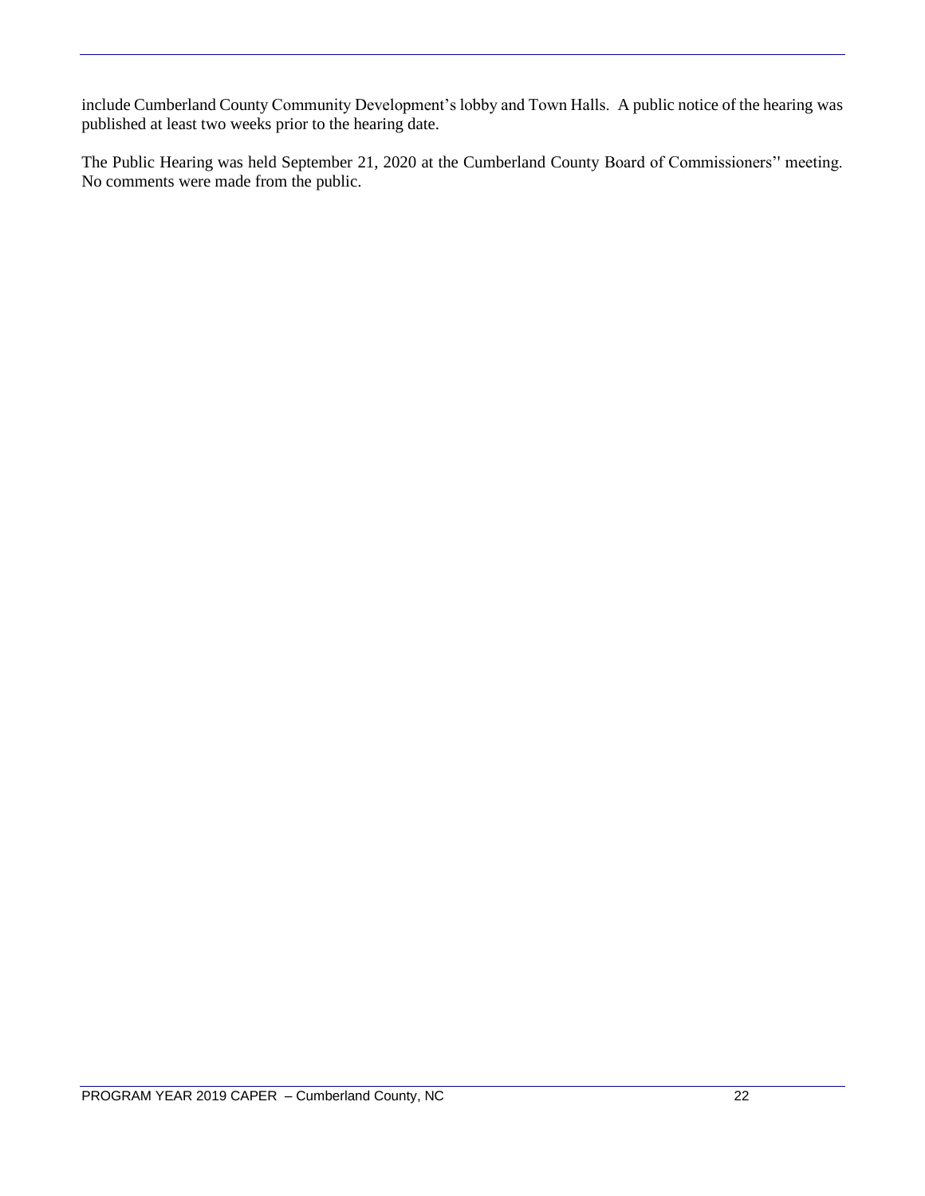include Cumberland County Community Development's lobby and Town Halls. A public notice of the hearing was published at least two weeks prior to the hearing date.

The Public Hearing was held September 21, 2020 at the Cumberland County Board of Commissioners'' meeting. No comments were made from the public.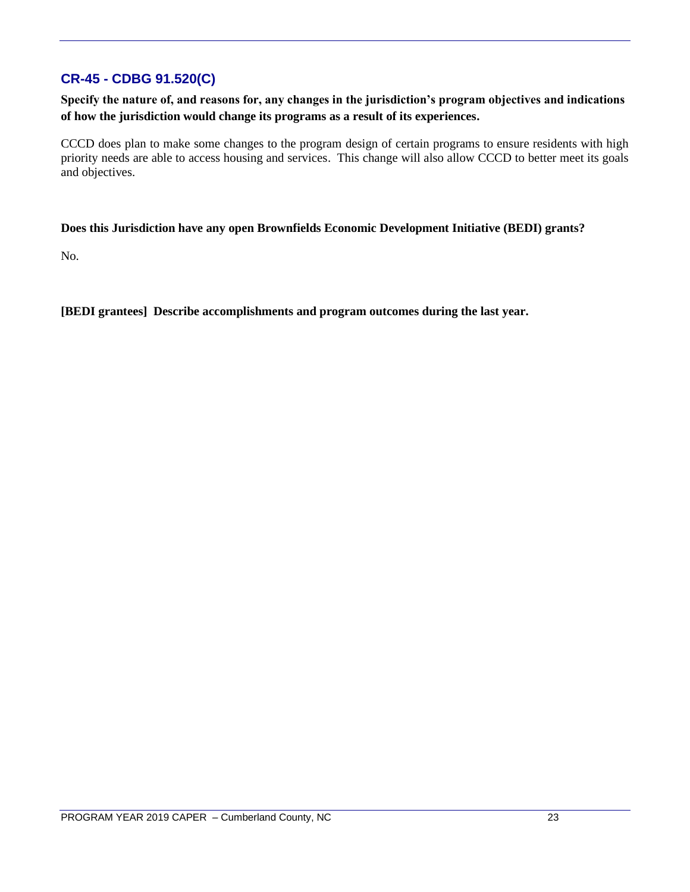## CR-45 - CDBG 91.520(C)

**Specify the nature of, and reasons for, any changes in the jurisdiction's program objectives and indications of how the jurisdiction would change its programs as a result of its experiences.**

CCCD does plan to make some changes to the program design of certain programs to ensure residents with high priority needs are able to access housing and services. This change will also allow CCCD to better meet its goals and objectives.

**Does this Jurisdiction have any open Brownfields Economic Development Initiative (BEDI) grants?**

No.

**[BEDI grantees] Describe accomplishments and program outcomes during the last year.**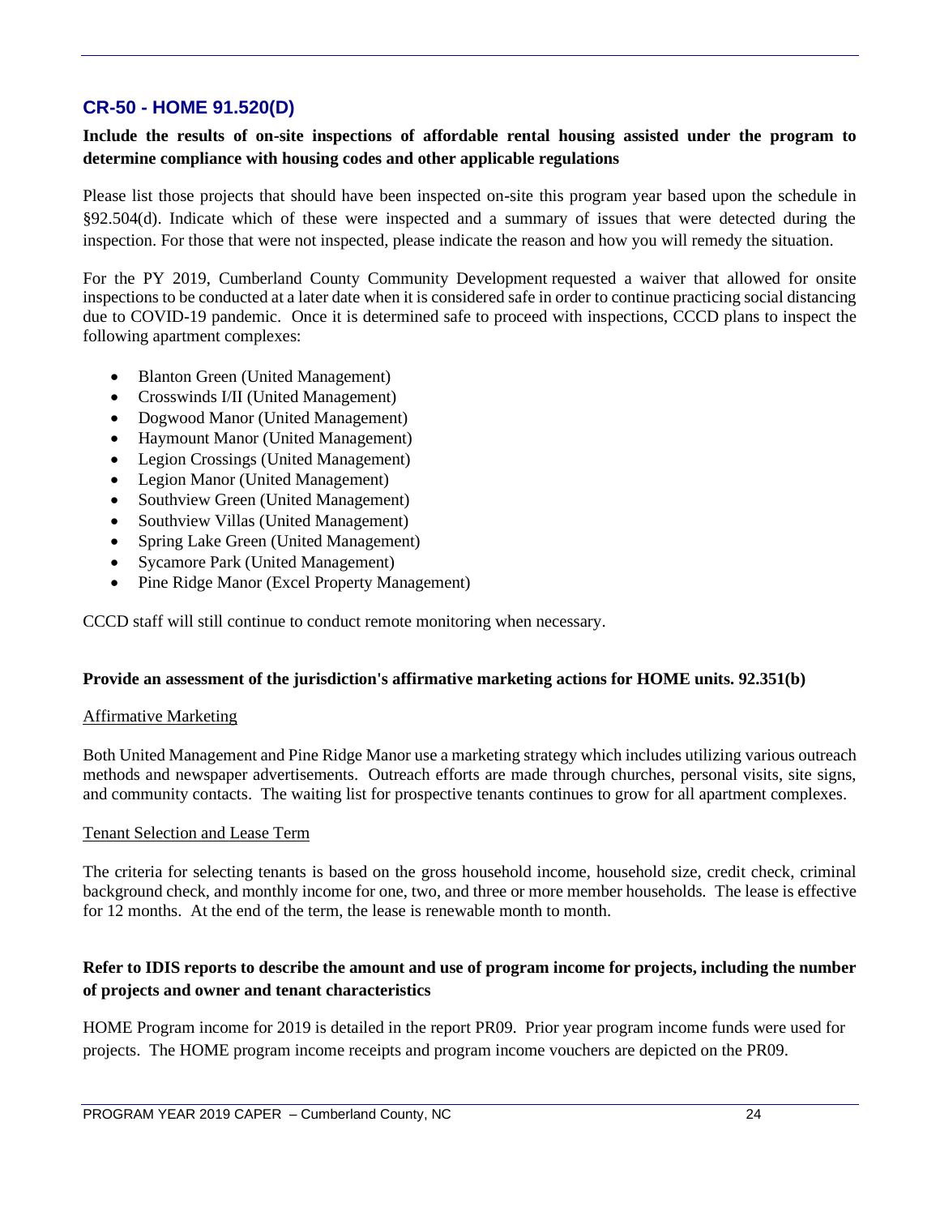## CR-50 - HOME 91.520(D)

**Include the results of on-site inspections of affordable rental housing assisted under the program to determine compliance with housing codes and other applicable regulations**

Please list those projects that should have been inspected on-site this program year based upon the schedule in §92.504(d). Indicate which of these were inspected and a summary of issues that were detected during the inspection. For those that were not inspected, please indicate the reason and how you will remedy the situation.

For the PY 2019, Cumberland County Community Development requested a waiver that allowed for onsite inspections to be conducted at a later date when it is considered safe in order to continue practicing social distancing due to COVID-19 pandemic. Once it is determined safe to proceed with inspections, CCCD plans to inspect the following apartment complexes:

- Blanton Green (United Management)
- Crosswinds I/II (United Management)
- Dogwood Manor (United Management)
- Haymount Manor (United Management)
- Legion Crossings (United Management)
- Legion Manor (United Management)
- Southview Green (United Management)
- Southview Villas (United Management)
- Spring Lake Green (United Management)
- Sycamore Park (United Management)
- Pine Ridge Manor (Excel Property Management)

CCCD staff will still continue to conduct remote monitoring when necessary.

**Provide an assessment of the jurisdiction's affirmative marketing actions for HOME units. 92.351(b)**

Affirmative Marketing

Both United Management and Pine Ridge Manor use a marketing strategy which includes utilizing various outreach methods and newspaper advertisements. Outreach efforts are made through churches, personal visits, site signs, and community contacts. The waiting list for prospective tenants continues to grow for all apartment complexes.

Tenant Selection and Lease Term

The criteria for selecting tenants is based on the gross household income, household size, credit check, criminal background check, and monthly income for one, two, and three or more member households. The lease is effective for 12 months. At the end of the term, the lease is renewable month to month.

**Refer to IDIS reports to describe the amount and use of program income for projects, including the number of projects and owner and tenant characteristics**

HOME Program income for 2019 is detailed in the report PR09. Prior year program income funds were used for projects. The HOME program income receipts and program income vouchers are depicted on the PR09.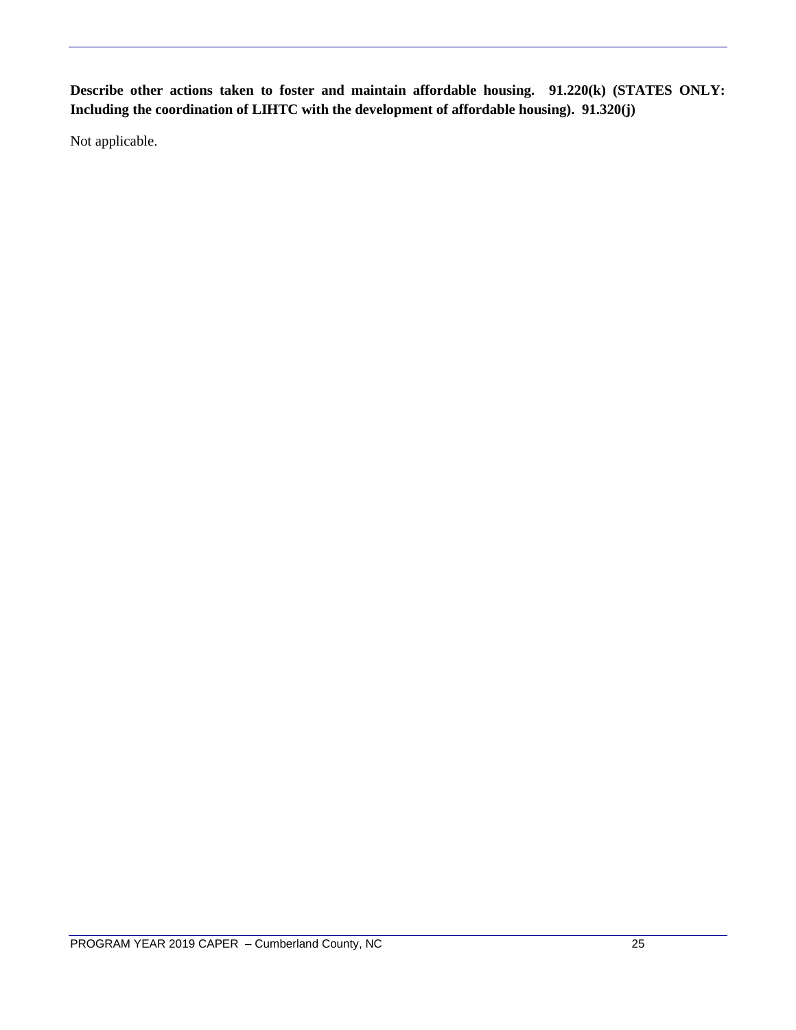**Describe other actions taken to foster and maintain affordable housing. 91.220(k) (STATES ONLY: Including the coordination of LIHTC with the development of affordable housing). 91.320(j)**

Not applicable.